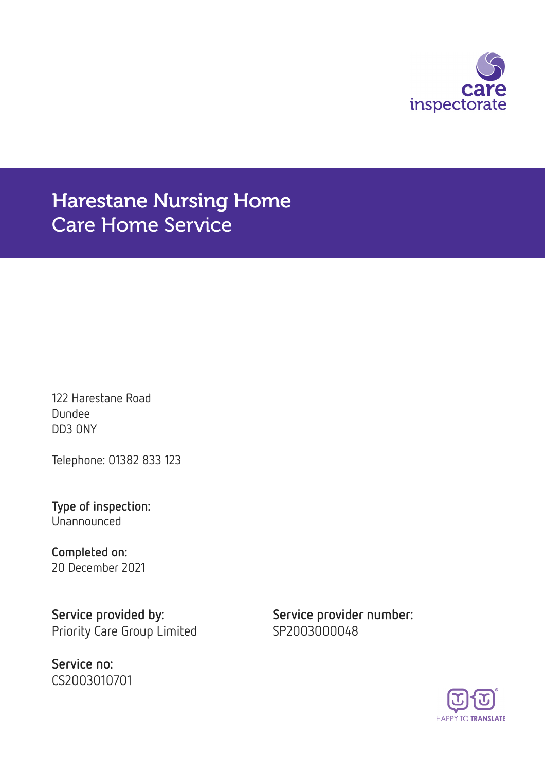# Harestane Nursing Home
## Care Home Service

122 Harestane Road
Dundee
DD3 0NY

Telephone: 01382 833 123

**Type of inspection:**
Unannounced

**Completed on:**
20 December 2021

**Service provided by:**
Priority Care Group Limited

**Service provider number:**
SP2003000048

**Service no:**
CS2003010701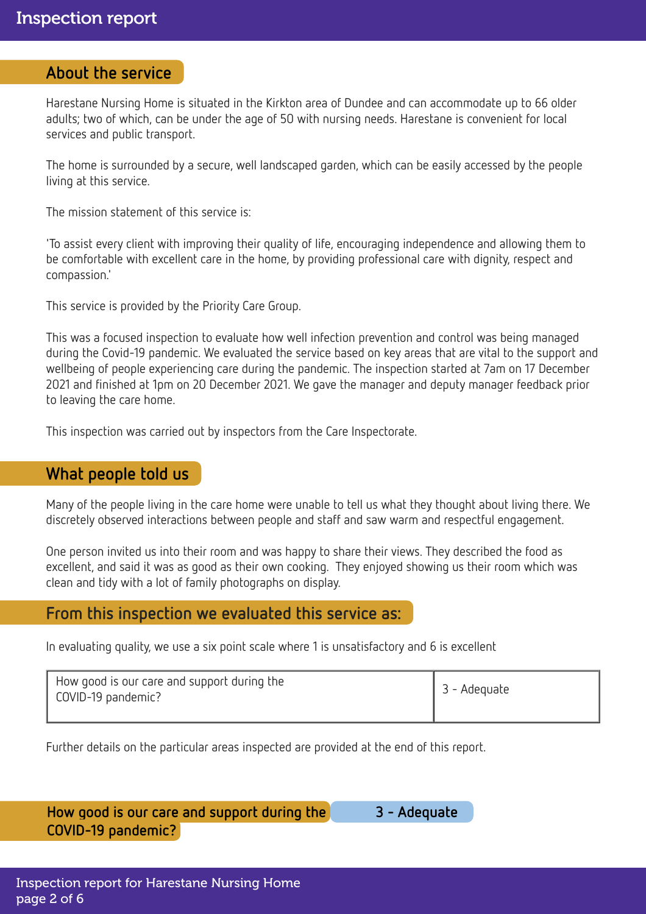## About the service

Harestane Nursing Home is situated in the Kirkton area of Dundee and can accommodate up to 66 older adults; two of which, can be under the age of 50 with nursing needs. Harestane is convenient for local services and public transport.

The home is surrounded by a secure, well landscaped garden, which can be easily accessed by the people living at this service.

The mission statement of this service is:

'To assist every client with improving their quality of life, encouraging independence and allowing them to be comfortable with excellent care in the home, by providing professional care with dignity, respect and compassion.'

This service is provided by the Priority Care Group.

This was a focused inspection to evaluate how well infection prevention and control was being managed during the Covid-19 pandemic. We evaluated the service based on key areas that are vital to the support and wellbeing of people experiencing care during the pandemic. The inspection started at 7am on 17 December 2021 and finished at 1pm on 20 December 2021. We gave the manager and deputy manager feedback prior to leaving the care home.

This inspection was carried out by inspectors from the Care Inspectorate.

## What people told us

Many of the people living in the care home were unable to tell us what they thought about living there. We discretely observed interactions between people and staff and saw warm and respectful engagement.

One person invited us into their room and was happy to share their views. They described the food as excellent, and said it was as good as their own cooking. They enjoyed showing us their room which was clean and tidy with a lot of family photographs on display.

## From this inspection we evaluated this service as:

In evaluating quality, we use a six point scale where 1 is unsatisfactory and 6 is excellent

| How good is our care and support during the COVID-19 pandemic? | 3 - Adequate |
|---|---|

Further details on the particular areas inspected are provided at the end of this report.

## How good is our care and support during the COVID-19 pandemic? 3 - Adequate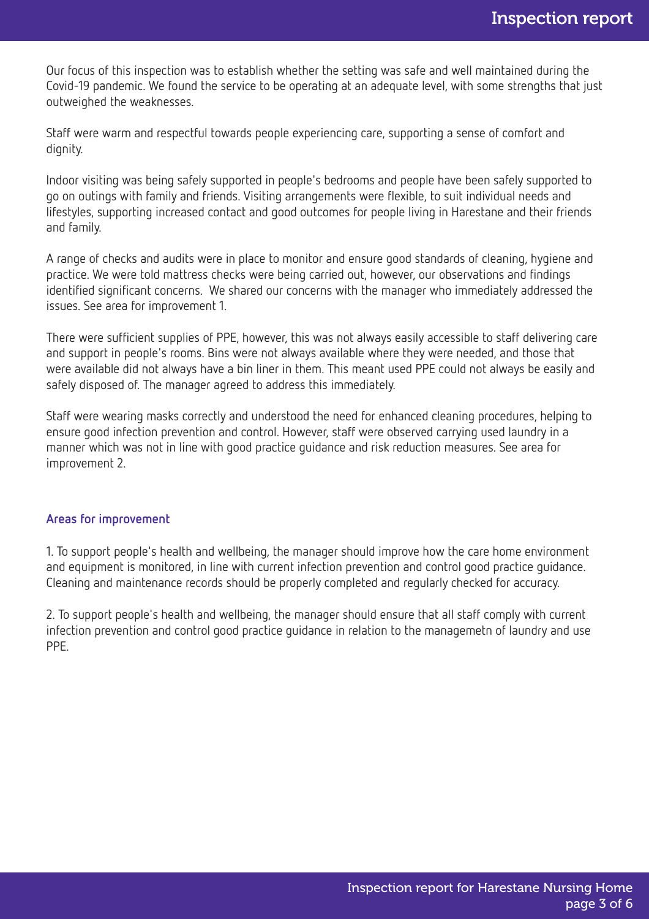Our focus of this inspection was to establish whether the setting was safe and well maintained during the Covid-19 pandemic. We found the service to be operating at an adequate level, with some strengths that just outweighed the weaknesses.

Staff were warm and respectful towards people experiencing care, supporting a sense of comfort and dignity.

Indoor visiting was being safely supported in people's bedrooms and people have been safely supported to go on outings with family and friends. Visiting arrangements were flexible, to suit individual needs and lifestyles, supporting increased contact and good outcomes for people living in Harestane and their friends and family.

A range of checks and audits were in place to monitor and ensure good standards of cleaning, hygiene and practice. We were told mattress checks were being carried out, however, our observations and findings identified significant concerns. We shared our concerns with the manager who immediately addressed the issues. See area for improvement 1.

There were sufficient supplies of PPE, however, this was not always easily accessible to staff delivering care and support in people's rooms. Bins were not always available where they were needed, and those that were available did not always have a bin liner in them. This meant used PPE could not always be easily and safely disposed of. The manager agreed to address this immediately.

Staff were wearing masks correctly and understood the need for enhanced cleaning procedures, helping to ensure good infection prevention and control. However, staff were observed carrying used laundry in a manner which was not in line with good practice guidance and risk reduction measures. See area for improvement 2.

### Areas for improvement

1. To support people's health and wellbeing, the manager should improve how the care home environment and equipment is monitored, in line with current infection prevention and control good practice guidance. Cleaning and maintenance records should be properly completed and regularly checked for accuracy.

2. To support people's health and wellbeing, the manager should ensure that all staff comply with current infection prevention and control good practice guidance in relation to the managemetn of laundry and use PPE.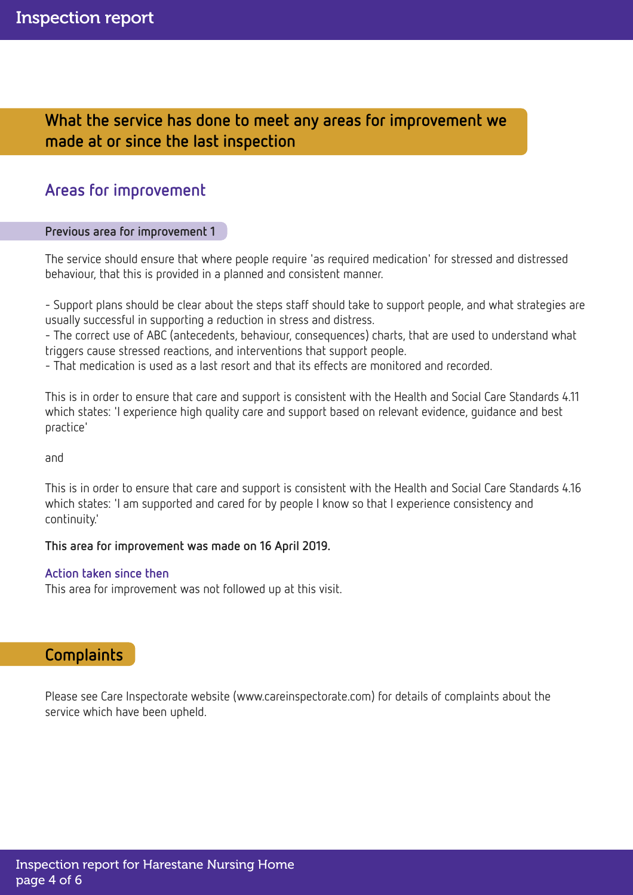## What the service has done to meet any areas for improvement we made at or since the last inspection

### Areas for improvement

#### Previous area for improvement 1

The service should ensure that where people require 'as required medication' for stressed and distressed behaviour, that this is provided in a planned and consistent manner.

- Support plans should be clear about the steps staff should take to support people, and what strategies are usually successful in supporting a reduction in stress and distress.
- The correct use of ABC (antecedents, behaviour, consequences) charts, that are used to understand what triggers cause stressed reactions, and interventions that support people.
- That medication is used as a last resort and that its effects are monitored and recorded.

This is in order to ensure that care and support is consistent with the Health and Social Care Standards 4.11 which states: 'I experience high quality care and support based on relevant evidence, guidance and best practice'

and

This is in order to ensure that care and support is consistent with the Health and Social Care Standards 4.16 which states: 'I am supported and cared for by people I know so that I experience consistency and continuity.'

**This area for improvement was made on 16 April 2019.**

#### Action taken since then

This area for improvement was not followed up at this visit.

## Complaints

Please see Care Inspectorate website (www.careinspectorate.com) for details of complaints about the service which have been upheld.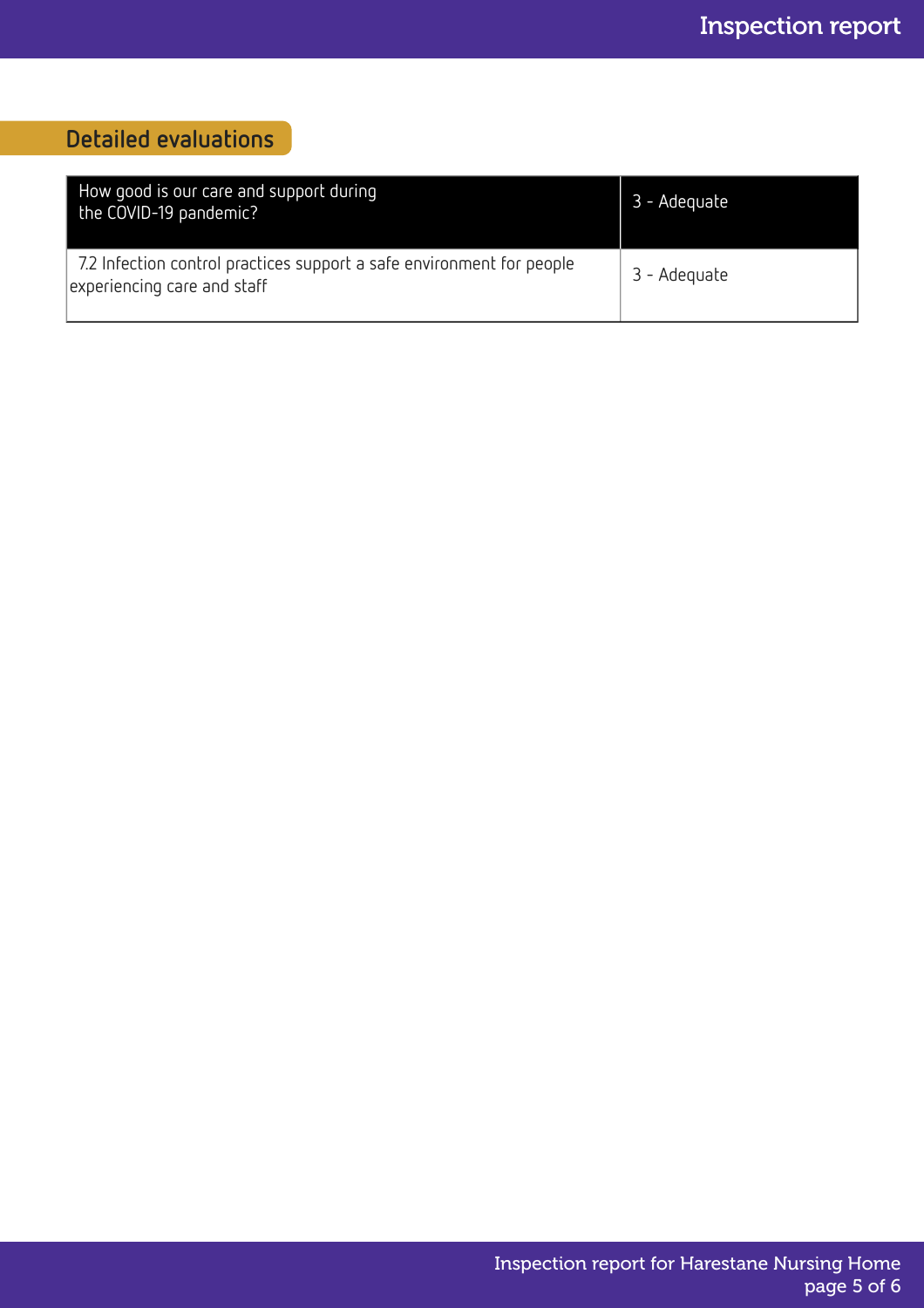## Detailed evaluations

| How good is our care and support during the COVID-19 pandemic? | 3 - Adequate |
| --- | --- |
| 7.2 Infection control practices support a safe environment for people experiencing care and staff | 3 - Adequate |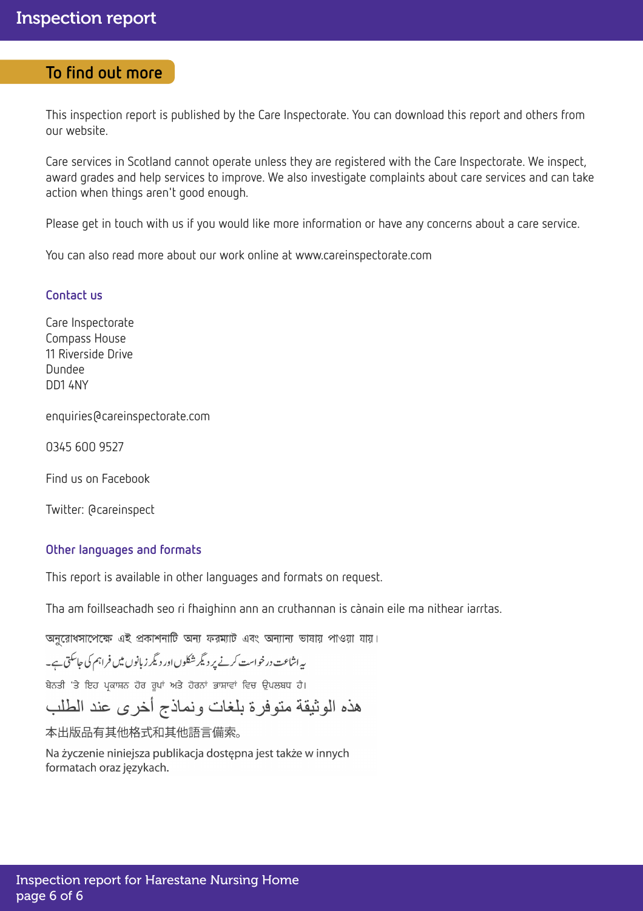## To find out more

This inspection report is published by the Care Inspectorate. You can download this report and others from our website.

Care services in Scotland cannot operate unless they are registered with the Care Inspectorate. We inspect, award grades and help services to improve. We also investigate complaints about care services and can take action when things aren't good enough.

Please get in touch with us if you would like more information or have any concerns about a care service.

You can also read more about our work online at www.careinspectorate.com

### Contact us

Care Inspectorate
Compass House
11 Riverside Drive
Dundee
DD1 4NY

enquiries@careinspectorate.com

0345 600 9527

Find us on Facebook

Twitter: @careinspect

### Other languages and formats

This report is available in other languages and formats on request.

Tha am foillseachadh seo ri fhaighinn ann an cruthannan is cànain eile ma nithear iarrtas.

অনুরোধসাপেক্ষে এই প্রকাশনাটি অন্য ফরম্যাট এবং অন্যান্য ভাষায় পাওয়া যায়।

یہ اشاعت درخواست کرنے پر دیگر شکلوں اور دیگر زبانوں میں فراہم کی جاسکتی ہے۔

ਬੇਨਤੀ 'ਤੇ ਇਹ ਪ੍ਰਕਾਸ਼ਨ ਹੋਰ ਰੂਪਾਂ ਅਤੇ ਹੋਰਨਾਂ ਭਾਸ਼ਾਵਾਂ ਵਿਚ ਉਪਲਬਧ ਹੈ।

هذه الوثيقة متوفرة بلغات ونماذج أخرى عند الطلب

本出版品有其他格式和其他語言備索。

Na życzenie niniejsza publikacja dostępna jest także w innych formatach oraz językach.